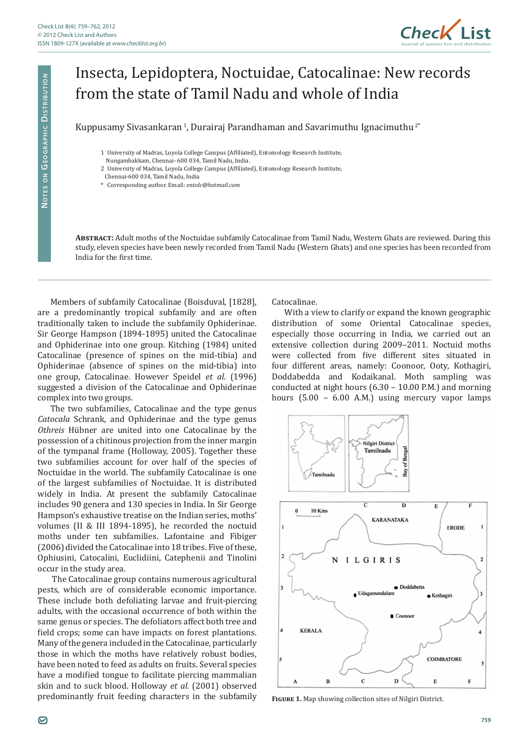# Insecta, Lepidoptera, Noctuidae, Catocalinae: New records from the state of Tamil Nadu and whole of India

Kuppusamy Sivasankaran [1], Durairaj Parandhaman and Savarimuthu Ignacimuthu [2*]

1 University of Madras, Loyola College Campus (Affiliated), Entomology Research Institute, Nungambakkam, Chennai- 600 034, Tamil Nadu, India.
2 University of Madras, Loyola College Campus (Affiliated), Entomology Research Institute, Chennai-600 034, Tamil Nadu, India
\* Corresponding author. Email: *entolc@hotmail.com*

**Abstract:** Adult moths of the Noctuidae subfamily Catocalinae from Tamil Nadu, Western Ghats are reviewed. During this study, eleven species have been newly recorded from Tamil Nadu (Western Ghats) and one species has been recorded from India for the first time.

Members of subfamily Catocalinae (Boisduval, [1828], are a predominantly tropical subfamily and are often traditionally taken to include the subfamily Ophiderinae. Sir George Hampson (1894-1895) united the Catocalinae and Ophiderinae into one group. Kitching (1984) united Catocalinae (presence of spines on the mid-tibia) and Ophiderinae (absence of spines on the mid-tibia) into one group, Catocalinae. However Speidel *et al.* (1996) suggested a division of the Catocalinae and Ophiderinae complex into two groups.

The two subfamilies, Catocalinae and the type genus *Catocala* Schrank, and Ophiderinae and the type genus *Othreis* Hübner are united into one Catocalinae by the possession of a chitinous projection from the inner margin of the tympanal frame (Holloway, 2005). Together these two subfamilies account for over half of the species of Noctuidae in the world. The subfamily Catocalinae is one of the largest subfamilies of Noctuidae. It is distributed widely in India. At present the subfamily Catocalinae includes 90 genera and 130 species in India. In Sir George Hampson's exhaustive treatise on the Indian series, moths' volumes (II & III 1894-1895), he recorded the noctuid moths under ten subfamilies. Lafontaine and Fibiger (2006) divided the Catocalinae into 18 tribes. Five of these, Ophiusini, Catocalini, Euclidiini, Catephenii and Tinolini occur in the study area.

The Catocalinae group contains numerous agricultural pests, which are of considerable economic importance. These include both defoliating larvae and fruit-piercing adults, with the occasional occurrence of both within the same genus or species. The defoliators affect both tree and field crops; some can have impacts on forest plantations. Many of the genera included in the Catocalinae, particularly those in which the moths have relatively robust bodies, have been noted to feed as adults on fruits. Several species have a modified tongue to facilitate piercing mammalian skin and to suck blood. Holloway *et al.* (2001) observed predominantly fruit feeding characters in the subfamily Catocalinae.

With a view to clarify or expand the known geographic distribution of some Oriental Catocalinae species, especially those occurring in India, we carried out an extensive collection during 2009–2011. Noctuid moths were collected from five different sites situated in four different areas, namely: Coonoor, Ooty, Kothagiri, Doddabedda and Kodaikanal. Moth sampling was conducted at night hours (6.30 – 10.00 P.M.) and morning hours (5.00 – 6.00 A.M.) using mercury vapor lamps

**Figure 1.** Map showing collection sites of Nilgiri District.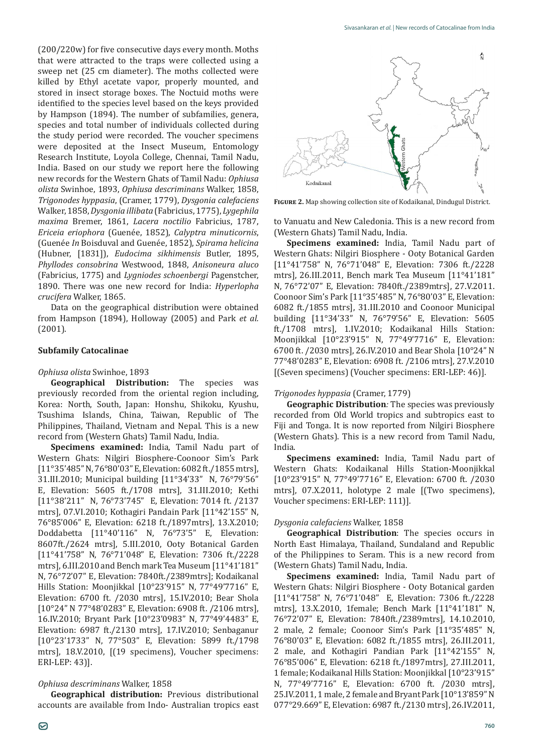(200/220w) for five consecutive days every month. Moths that were attracted to the traps were collected using a sweep net (25 cm diameter). The moths collected were killed by Ethyl acetate vapor, properly mounted, and stored in insect storage boxes. The Noctuid moths were identified to the species level based on the keys provided by Hampson (1894). The number of subfamilies, genera, species and total number of individuals collected during the study period were recorded. The voucher specimens were deposited at the Insect Museum, Entomology Research Institute, Loyola College, Chennai, Tamil Nadu, India. Based on our study we report here the following new records for the Western Ghats of Tamil Nadu: *Ophiusa olista* Swinhoe, 1893, *Ophiusa descriminans* Walker, 1858, *Trigonodes hyppasia*, (Cramer, 1779), *Dysgonia calefaciens* Walker, 1858, *Dysgonia illibata* (Fabricius, 1775), *Lygephila maxima* Bremer, 1861, *Lacera noctilio* Fabricius, 1787, *Ericeia eriophora* (Guenée, 1852), *Calyptra minuticornis*, (Guenée *In* Boisduval and Guenée, 1852), *Spirama helicina* (Hubner, [1831]), *Eudocima sikhimensis* Butler, 1895, *Phyllodes consobrina* Westwood, 1848, *Anisoneura aluco* (Fabricius, 1775) and *Lygniodes schoenbergi* Pagenstcher, 1890. There was one new record for India: *Hyperlopha crucifera* Walker, 1865.

Data on the geographical distribution were obtained from Hampson (1894), Holloway (2005) and Park *et al.* (2001).

**Figure 2.** Map showing collection site of Kodaikanal, Dindugul District.

### Subfamily Catocalinae

*Ophiusa olista* Swinhoe, 1893

**Geographical Distribution:** The species was previously recorded from the oriental region including, Korea: North, South, Japan: Honshu, Shikoku, Kyushu, Tsushima Islands, China, Taiwan, Republic of The Philippines, Thailand, Vietnam and Nepal. This is a new record from (Western Ghats) Tamil Nadu, India.

**Specimens examined:** India, Tamil Nadu part of Western Ghats: Nilgiri Biosphere-Coonoor Sim's Park [11°35'485" N, 76°80'03" E, Elevation: 6082 ft./1855 mtrs], 31.III.2010; Municipal building [11°34'33" N, 76°79'56" E, Elevation: 5605 ft./1708 mtrs], 31.III.2010; Kethi [11°38'211" N, 76°73'745" E, Elevation: 7014 ft. /2137 mtrs], 07.VI.2010; Kothagiri Pandain Park [11°42'155" N, 76°85'006" E, Elevation: 6218 ft./1897mtrs], 13.X.2010; Doddabetta [11°40'116" N, 76°73'5" E, Elevation: 8607ft./2624 mtrs], 5.III.2010, Ooty Botanical Garden [11°41'758" N, 76°71'048" E, Elevation: 7306 ft./2228 mtrs], 6.III.2010 and Bench mark Tea Museum [11°41'181" N, 76°72'07" E, Elevation: 7840ft./2389mtrs]; Kodaikanal Hills Station: Moonjikkal [10°23'915" N, 77°49'7716" E, Elevation: 6700 ft. /2030 mtrs], 15.IV.2010; Bear Shola [10°24" N 77°48'0283" E, Elevation: 6908 ft. /2106 mtrs], 16.IV.2010; Bryant Park [10°23'0983" N, 77°49'4483" E, Elevation: 6987 ft./2130 mtrs], 17.IV.2010; Senbaganur [10°23'1733" N, 77°503" E, Elevation: 5899 ft./1798 mtrs], 18.V.2010, [(19 specimens), Voucher specimens: ERI-LEP: 43)].

*Ophiusa descriminans* Walker, 1858

**Geographical distribution:** Previous distributional accounts are available from Indo- Australian tropics east to Vanuatu and New Caledonia. This is a new record from (Western Ghats) Tamil Nadu, India.

**Specimens examined:** India, Tamil Nadu part of Western Ghats: Nilgiri Biosphere - Ooty Botanical Garden [11°41'758" N, 76°71'048" E, Elevation: 7306 ft./2228 mtrs], 26.III.2011, Bench mark Tea Museum [11°41'181" N, 76°72'07" E, Elevation: 7840ft./2389mtrs], 27.V.2011. Coonoor Sim's Park [11°35'485" N, 76°80'03" E, Elevation: 6082 ft./1855 mtrs], 31.III.2010 and Coonoor Municipal building [11°34'33" N, 76°79'56" E, Elevation: 5605 ft./1708 mtrs], 1.IV.2010; Kodaikanal Hills Station: Moonjikkal [10°23'915" N, 77°49'7716" E, Elevation: 6700 ft. /2030 mtrs], 26.IV.2010 and Bear Shola [10°24" N 77°48'0283" E, Elevation: 6908 ft. /2106 mtrs], 27.V.2010 [(Seven specimens) (Voucher specimens: ERI-LEP: 46)].

*Trigonodes hyppasia* (Cramer, 1779)

**Geographic Distribution***:* The species was previously recorded from Old World tropics and subtropics east to Fiji and Tonga. It is now reported from Nilgiri Biosphere (Western Ghats). This is a new record from Tamil Nadu, India.

**Specimens examined:** India, Tamil Nadu part of Western Ghats: Kodaikanal Hills Station-Moonjikkal [10°23'915" N, 77°49'7716" E, Elevation: 6700 ft. /2030 mtrs], 07.X.2011, holotype 2 male [(Two specimens), Voucher specimens: ERI-LEP: 111)].

*Dysgonia calefaciens* Walker, 1858

**Geographical Distribution**: The species occurs in North East Himalaya, Thailand, Sundaland and Republic of the Philippines to Seram. This is a new record from (Western Ghats) Tamil Nadu, India.

**Specimens examined:** India, Tamil Nadu part of Western Ghats: Nilgiri Biosphere - Ooty Botanical garden [11°41'758" N, 76°71'048" E, Elevation: 7306 ft./2228 mtrs], 13.X.2010, 1female; Bench Mark [11°41'181" N, 76°72'07" E, Elevation: 7840ft./2389mtrs], 14.10.2010, 2 male, 2 female; Coonoor Sim's Park [11°35'485" N, 76°80'03" E, Elevation: 6082 ft./1855 mtrs], 26.III.2011, 2 male, and Kothagiri Pandian Park [11°42'155" N, 76°85'006" E, Elevation: 6218 ft./1897mtrs], 27.III.2011, 1 female; Kodaikanal Hills Station: Moonjikkal [10°23'915" N, 77°49'7716" E, Elevation: 6700 ft. /2030 mtrs], 25.IV.2011, 1 male, 2 female and Bryant Park [10°13'859" N 077°29.669" E, Elevation: 6987 ft./2130 mtrs], 26.IV.2011,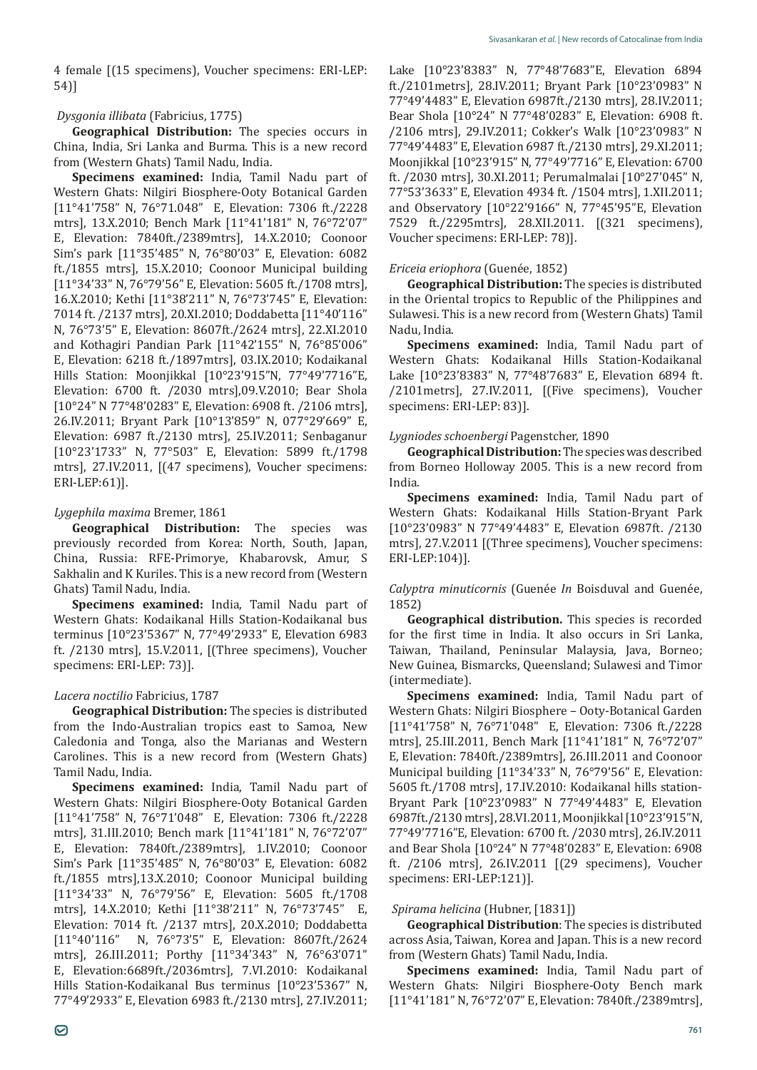4 female [(15 specimens), Voucher specimens: ERI-LEP: 54)]

*Dysgonia illibata* (Fabricius, 1775)

**Geographical Distribution:** The species occurs in China, India, Sri Lanka and Burma. This is a new record from (Western Ghats) Tamil Nadu, India.

**Specimens examined:** India, Tamil Nadu part of Western Ghats: Nilgiri Biosphere-Ooty Botanical Garden [11°41'758" N, 76°71.048" E, Elevation: 7306 ft./2228 mtrs], 13.X.2010; Bench Mark [11°41'181" N, 76°72'07" E, Elevation: 7840ft./2389mtrs], 14.X.2010; Coonoor Sim's park [11°35'485" N, 76°80'03" E, Elevation: 6082 ft./1855 mtrs], 15.X.2010; Coonoor Municipal building [11°34'33" N, 76°79'56" E, Elevation: 5605 ft./1708 mtrs], 16.X.2010; Kethi [11°38'211" N, 76°73'745" E, Elevation: 7014 ft. /2137 mtrs], 20.XI.2010; Doddabetta [11°40'116" N, 76°73'5" E, Elevation: 8607ft./2624 mtrs], 22.XI.2010 and Kothagiri Pandian Park [11°42'155" N, 76°85'006" E, Elevation: 6218 ft./1897mtrs], 03.IX.2010; Kodaikanal Hills Station: Moonjikkal [10°23'915"N, 77°49'7716"E, Elevation: 6700 ft. /2030 mtrs],09.V.2010; Bear Shola [10°24" N 77°48'0283" E, Elevation: 6908 ft. /2106 mtrs], 26.IV.2011; Bryant Park [10°13'859" N, 077°29'669" E, Elevation: 6987 ft./2130 mtrs], 25.IV.2011; Senbaganur [10°23'1733" N, 77°503" E, Elevation: 5899 ft./1798 mtrs], 27.IV.2011, [(47 specimens), Voucher specimens: ERI-LEP:61)].

*Lygephila maxima* Bremer, 1861

**Geographical Distribution:** The species was previously recorded from Korea: North, South, Japan, China, Russia: RFE-Primorye, Khabarovsk, Amur, S Sakhalin and K Kuriles. This is a new record from (Western Ghats) Tamil Nadu, India.

**Specimens examined:** India, Tamil Nadu part of Western Ghats: Kodaikanal Hills Station-Kodaikanal bus terminus [10°23'5367" N, 77°49'2933" E, Elevation 6983 ft. /2130 mtrs], 15.V.2011, [(Three specimens), Voucher specimens: ERI-LEP: 73)].

*Lacera noctilio* Fabricius, 1787

**Geographical Distribution:** The species is distributed from the Indo-Australian tropics east to Samoa, New Caledonia and Tonga, also the Marianas and Western Carolines. This is a new record from (Western Ghats) Tamil Nadu, India.

**Specimens examined:** India, Tamil Nadu part of Western Ghats: Nilgiri Biosphere-Ooty Botanical Garden [11°41'758" N, 76°71'048" E, Elevation: 7306 ft./2228 mtrs], 31.III.2010; Bench mark [11°41'181" N, 76°72'07" E, Elevation: 7840ft./2389mtrs], 1.IV.2010; Coonoor Sim's Park [11°35'485" N, 76°80'03" E, Elevation: 6082 ft./1855 mtrs],13.X.2010; Coonoor Municipal building [11°34'33" N, 76°79'56" E, Elevation: 5605 ft./1708 mtrs], 14.X.2010; Kethi [11°38'211" N, 76°73'745" E, Elevation: 7014 ft. /2137 mtrs], 20.X.2010; Doddabetta [11°40'116" N, 76°73'5" E, Elevation: 8607ft./2624 mtrs], 26.III.2011; Porthy [11°34'343" N, 76°63'071" E, Elevation:6689ft./2036mtrs], 7.VI.2010: Kodaikanal Hills Station-Kodaikanal Bus terminus [10°23'5367" N, 77°49'2933" E, Elevation 6983 ft./2130 mtrs], 27.IV.2011; Lake [10°23'8383" N, 77°48'7683"E, Elevation 6894 ft./2101metrs], 28.IV.2011; Bryant Park [10°23'0983" N 77°49'4483" E, Elevation 6987ft./2130 mtrs], 28.IV.2011; Bear Shola [10°24" N 77°48'0283" E, Elevation: 6908 ft. /2106 mtrs], 29.IV.2011; Cokker's Walk [10°23'0983" N 77°49'4483" E, Elevation 6987 ft./2130 mtrs], 29.XI.2011; Moonjikkal [10°23'915" N, 77°49'7716" E, Elevation: 6700 ft. /2030 mtrs], 30.XI.2011; Perumalmalai [10°27'045" N, 77°53'3633" E, Elevation 4934 ft. /1504 mtrs], 1.XII.2011; and Observatory [10°22'9166" N, 77°45'95"E, Elevation 7529 ft./2295mtrs], 28.XII.2011. [(321 specimens), Voucher specimens: ERI-LEP: 78)].

*Ericeia eriophora* (Guenée, 1852)

**Geographical Distribution:** The species is distributed in the Oriental tropics to Republic of the Philippines and Sulawesi. This is a new record from (Western Ghats) Tamil Nadu, India.

**Specimens examined:** India, Tamil Nadu part of Western Ghats: Kodaikanal Hills Station-Kodaikanal Lake [10°23'8383" N, 77°48'7683" E, Elevation 6894 ft. /2101metres], 27.IV.2011, [(Five specimens), Voucher specimens: ERI-LEP: 83)].

*Lygniodes schoenbergi* Pagenstcher, 1890

**Geographical Distribution:** The species was described from Borneo Holloway 2005. This is a new record from India.

**Specimens examined:** India, Tamil Nadu part of Western Ghats: Kodaikanal Hills Station-Bryant Park [10°23'0983" N 77°49'4483" E, Elevation 6987ft. /2130 mtrs], 27.V.2011 [(Three specimens), Voucher specimens: ERI-LEP:104)].

*Calyptra minuticornis* (Guenée *In* Boisduval and Guenée, 1852)

**Geographical distribution.** This species is recorded for the first time in India. It also occurs in Sri Lanka, Taiwan, Thailand, Peninsular Malaysia, Java, Borneo; New Guinea, Bismarcks, Queensland; Sulawesi and Timor (intermediate).

**Specimens examined:** India, Tamil Nadu part of Western Ghats: Nilgiri Biosphere – Ooty-Botanical Garden [11°41'758" N, 76°71'048" E, Elevation: 7306 ft./2228 mtrs], 25.III.2011, Bench Mark [11°41'181" N, 76°72'07" E, Elevation: 7840ft./2389mtrs], 26.III.2011 and Coonoor Municipal building [11°34'33" N, 76°79'56" E, Elevation: 5605 ft./1708 mtrs], 17.IV.2010: Kodaikanal hills station-Bryant Park [10°23'0983" N 77°49'4483" E, Elevation 6987ft./2130 mtrs], 28.VI.2011, Moonjikkal [10°23'915"N, 77°49'7716"E, Elevation: 6700 ft. /2030 mtrs], 26.IV.2011 and Bear Shola [10°24" N 77°48'0283" E, Elevation: 6908 ft. /2106 mtrs], 26.IV.2011 [(29 specimens), Voucher specimens: ERI-LEP:121)].

*Spirama helicina* (Hubner, [1831])

**Geographical Distribution**: The species is distributed across Asia, Taiwan, Korea and Japan. This is a new record from (Western Ghats) Tamil Nadu, India.

**Specimens examined:** India, Tamil Nadu part of Western Ghats: Nilgiri Biosphere-Ooty Bench mark [11°41'181" N, 76°72'07" E, Elevation: 7840ft./2389mtrs],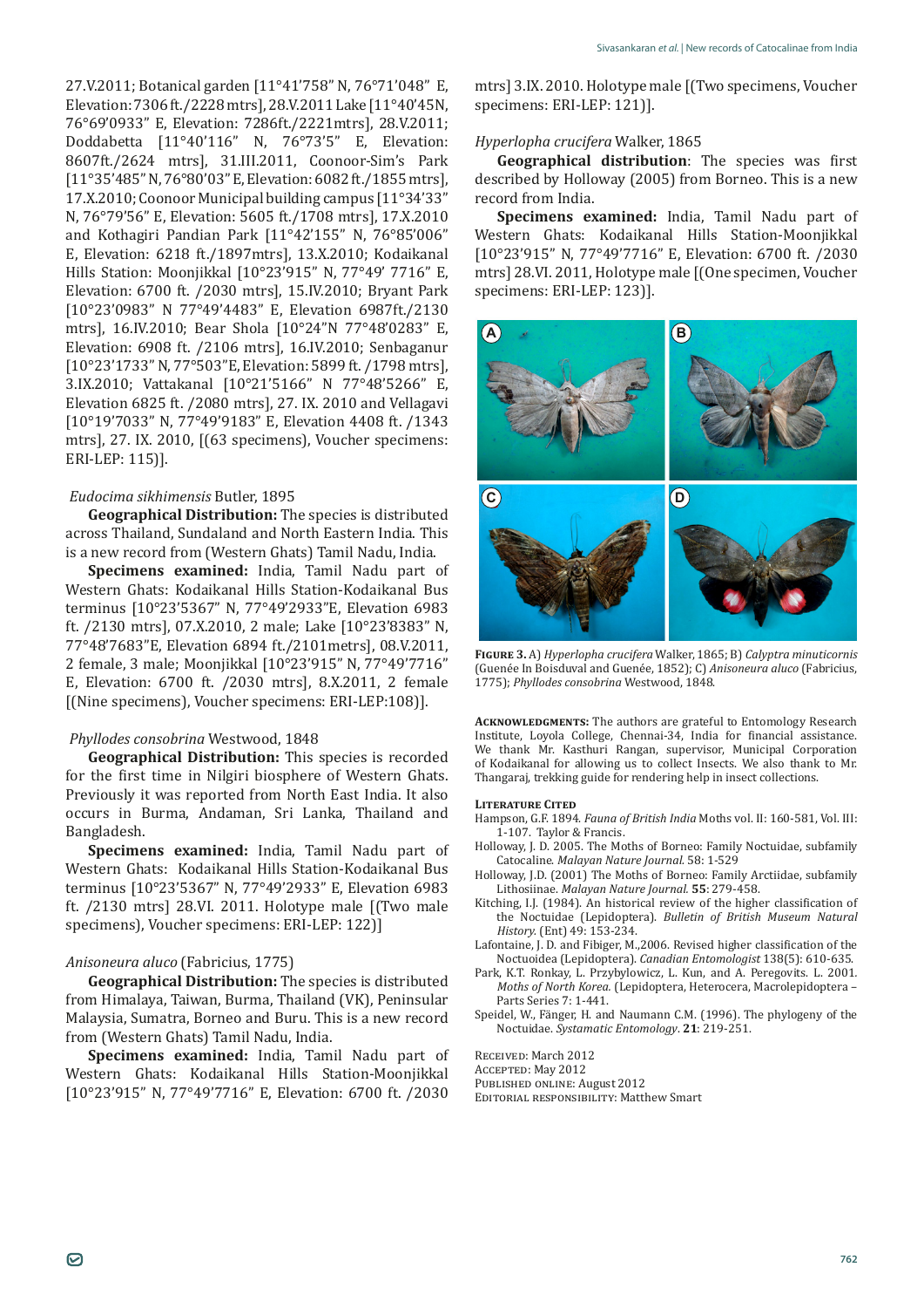27.V.2011; Botanical garden [11°41'758" N, 76°71'048" E, Elevation: 7306 ft./2228 mtrs], 28.V.2011 Lake [11°40'45N, 76°69'0933" E, Elevation: 7286ft./2221mtrs], 28.V.2011; Doddabetta [11°40'116" N, 76°73'5" E, Elevation: 8607ft./2624 mtrs], 31.III.2011, Coonoor-Sim's Park [11°35'485" N, 76°80'03" E, Elevation: 6082 ft./1855 mtrs], 17.X.2010; Coonoor Municipal building campus [11°34'33" N, 76°79'56" E, Elevation: 5605 ft./1708 mtrs], 17.X.2010 and Kothagiri Pandian Park [11°42'155" N, 76°85'006" E, Elevation: 6218 ft./1897mtrs], 13.X.2010; Kodaikanal Hills Station: Moonjikkal [10°23'915" N, 77°49' 7716" E, Elevation: 6700 ft. /2030 mtrs], 15.IV.2010; Bryant Park [10°23'0983" N 77°49'4483" E, Elevation 6987ft./2130 mtrs], 16.IV.2010; Bear Shola [10°24"N 77°48'0283" E, Elevation: 6908 ft. /2106 mtrs], 16.IV.2010; Senbaganur [10°23'1733" N, 77°503"E, Elevation: 5899 ft. /1798 mtrs], 3.IX.2010; Vattakanal [10°21'5166" N 77°48'5266" E, Elevation 6825 ft. /2080 mtrs], 27. IX. 2010 and Vellagavi [10°19'7033" N, 77°49'9183" E, Elevation 4408 ft. /1343 mtrs], 27. IX. 2010, [(63 specimens), Voucher specimens: ERI-LEP: 115)].

*Eudocima sikhimensis* Butler, 1895

**Geographical Distribution:** The species is distributed across Thailand, Sundaland and North Eastern India. This is a new record from (Western Ghats) Tamil Nadu, India.

**Specimens examined:** India, Tamil Nadu part of Western Ghats: Kodaikanal Hills Station-Kodaikanal Bus terminus [10°23'5367" N, 77°49'2933"E, Elevation 6983 ft. /2130 mtrs], 07.X.2010, 2 male; Lake [10°23'8383" N, 77°48'7683"E, Elevation 6894 ft./2101metrs], 08.V.2011, 2 female, 3 male; Moonjikkal [10°23'915" N, 77°49'7716" E, Elevation: 6700 ft. /2030 mtrs], 8.X.2011, 2 female [(Nine specimens), Voucher specimens: ERI-LEP:108)].

*Phyllodes consobrina* Westwood, 1848

**Geographical Distribution:** This species is recorded for the first time in Nilgiri biosphere of Western Ghats. Previously it was reported from North East India. It also occurs in Burma, Andaman, Sri Lanka, Thailand and Bangladesh.

**Specimens examined:** India, Tamil Nadu part of Western Ghats: Kodaikanal Hills Station-Kodaikanal Bus terminus [10°23'5367" N, 77°49'2933" E, Elevation 6983 ft. /2130 mtrs] 28.VI. 2011. Holotype male [(Two male specimens), Voucher specimens: ERI-LEP: 122)]

*Anisoneura aluco* (Fabricius, 1775)

**Geographical Distribution:** The species is distributed from Himalaya, Taiwan, Burma, Thailand (VK), Peninsular Malaysia, Sumatra, Borneo and Buru. This is a new record from (Western Ghats) Tamil Nadu, India.

**Specimens examined:** India, Tamil Nadu part of Western Ghats: Kodaikanal Hills Station-Moonjikkal [10°23'915" N, 77°49'7716" E, Elevation: 6700 ft. /2030 mtrs] 3.IX. 2010. Holotype male [(Two specimens, Voucher specimens: ERI-LEP: 121)].

*Hyperlopha crucifera* Walker, 1865

**Geographical distribution**: The species was first described by Holloway (2005) from Borneo. This is a new record from India.

**Specimens examined:** India, Tamil Nadu part of Western Ghats: Kodaikanal Hills Station-Moonjikkal [10°23'915" N, 77°49'7716" E, Elevation: 6700 ft. /2030 mtrs] 28.VI. 2011, Holotype male [(One specimen, Voucher specimens: ERI-LEP: 123)].

**Figure 3.** A) *Hyperlopha crucifera* Walker, 1865; B) *Calyptra minuticornis* (Guenée In Boisduval and Guenée, 1852); C) *Anisoneura aluco* (Fabricius, 1775); *Phyllodes consobrina* Westwood, 1848.

**Acknowledgments:** The authors are grateful to Entomology Research Institute, Loyola College, Chennai-34, India for financial assistance. We thank Mr. Kasthuri Rangan, supervisor, Municipal Corporation of Kodaikanal for allowing us to collect Insects. We also thank to Mr. Thangaraj, trekking guide for rendering help in insect collections.

## Literature Cited

Hampson, G.F. 1894. *Fauna of British India* Moths vol. II: 160-581, Vol. III: 1-107. Taylor & Francis.

Holloway, J. D. 2005. The Moths of Borneo: Family Noctuidae, subfamily Catocaline. *Malayan Nature Journal.* 58: 1-529

Holloway, J.D. (2001) The Moths of Borneo: Family Arctiidae, subfamily Lithosiinae. *Malayan Nature Journal.* **55**: 279-458.

Kitching, I.J. (1984). An historical review of the higher classification of the Noctuidae (Lepidoptera). *Bulletin of British Museum Natural History.* (Ent) 49: 153-234.

Lafontaine, J. D. and Fibiger, M.,2006. Revised higher classification of the Noctuoidea (Lepidoptera). *Canadian Entomologist* 138(5): 610-635.

Park, K.T. Ronkay, L. Przybylowicz, L. Kun, and A. Peregovits. L. 2001. *Moths of North Korea.* (Lepidoptera, Heterocera, Macrolepidoptera – Parts Series 7: 1-441.

Speidel, W., Fänger, H. and Naumann C.M. (1996). The phylogeny of the Noctuidae. *Systamatic Entomology*. **21**: 219-251.

Received: March 2012
Accepted: May 2012
Published online: August 2012
Editorial responsibility: Matthew Smart